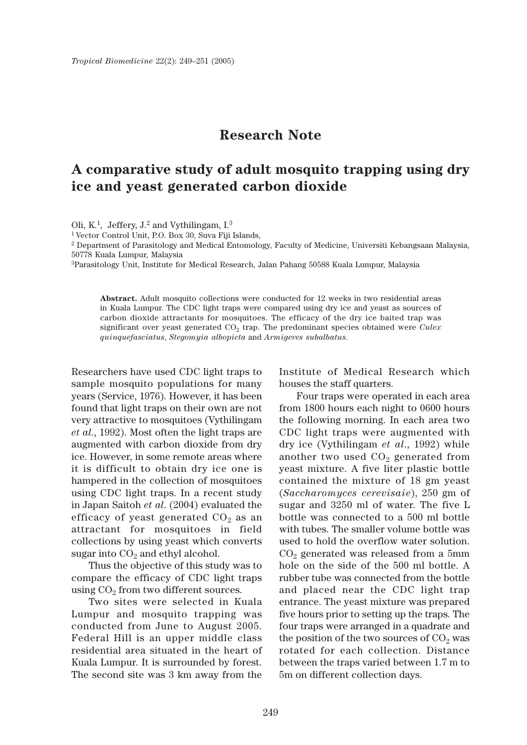## Research Note

# A comparative study of adult mosquito trapping using dry ice and yeast generated carbon dioxide

Oli, K.[1], Jeffery, J.[2] and Vythilingam, I.[3]

[1] Vector Control Unit, P.O. Box 30, Suva Fiji Islands,

[2] Department of Parasitology and Medical Entomology, Faculty of Medicine, Universiti Kebangsaan Malaysia, 50778 Kuala Lumpur, Malaysia

[3] Parasitology Unit, Institute for Medical Research, Jalan Pahang 50588 Kuala Lumpur, Malaysia

**Abstract.** Adult mosquito collections were conducted for 12 weeks in two residential areas in Kuala Lumpur. The CDC light traps were compared using dry ice and yeast as sources of carbon dioxide attractants for mosquitoes. The efficacy of the dry ice baited trap was significant over yeast generated $CO_2$ trap. The predominant species obtained were *Culex quinquefasciatus*, *Stegomyia albopicta* and *Armigeres subalbatus*.

Researchers have used CDC light traps to sample mosquito populations for many years (Service, 1976). However, it has been found that light traps on their own are not very attractive to mosquitoes (Vythilingam *et al*., 1992). Most often the light traps are augmented with carbon dioxide from dry ice. However, in some remote areas where it is difficult to obtain dry ice one is hampered in the collection of mosquitoes using CDC light traps. In a recent study in Japan Saitoh *et al*. (2004) evaluated the efficacy of yeast generated $CO_2$ as an attractant for mosquitoes in field collections by using yeast which converts sugar into $CO_2$ and ethyl alcohol.

Thus the objective of this study was to compare the efficacy of CDC light traps using $CO_2$ from two different sources.

Two sites were selected in Kuala Lumpur and mosquito trapping was conducted from June to August 2005. Federal Hill is an upper middle class residential area situated in the heart of Kuala Lumpur. It is surrounded by forest. The second site was 3 km away from the Institute of Medical Research which houses the staff quarters.

Four traps were operated in each area from 1800 hours each night to 0600 hours the following morning. In each area two CDC light traps were augmented with dry ice (Vythilingam *et al*., 1992) while another two used $CO_2$ generated from yeast mixture. A five liter plastic bottle contained the mixture of 18 gm yeast (*Saccharomyces cerevisaie*), 250 gm of sugar and 3250 ml of water. The five L bottle was connected to a 500 ml bottle with tubes. The smaller volume bottle was used to hold the overflow water solution. $CO_2$ generated was released from a 5mm hole on the side of the 500 ml bottle. A rubber tube was connected from the bottle and placed near the CDC light trap entrance. The yeast mixture was prepared five hours prior to setting up the traps. The four traps were arranged in a quadrate and the position of the two sources of $CO_2$ was rotated for each collection. Distance between the traps varied between 1.7 m to 5m on different collection days.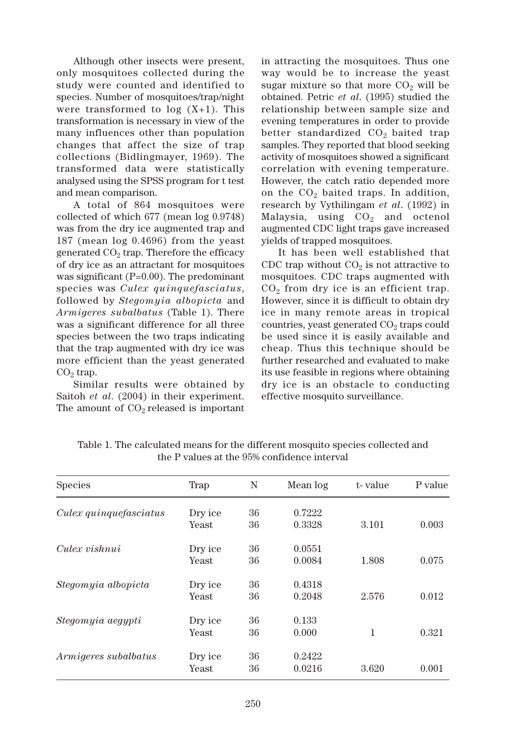Although other insects were present, only mosquitoes collected during the study were counted and identified to species. Number of mosquitoes/trap/night were transformed to log (X+1). This transformation is necessary in view of the many influences other than population changes that affect the size of trap collections (Bidlingmayer, 1969). The transformed data were statistically analysed using the SPSS program for t test and mean comparison.

A total of 864 mosquitoes were collected of which 677 (mean log 0.9748) was from the dry ice augmented trap and 187 (mean log 0.4696) from the yeast generated $CO_2$ trap. Therefore the efficacy of dry ice as an attractant for mosquitoes was significant (P=0.00). The predominant species was *Culex quinquefasciatus*, followed by *Stegomyia albopicta* and *Armigeres subalbatus* (Table 1). There was a significant difference for all three species between the two traps indicating that the trap augmented with dry ice was more efficient than the yeast generated $CO_2$ trap.

Similar results were obtained by Saitoh *et al*. (2004) in their experiment. The amount of $CO_2$ released is important in attracting the mosquitoes. Thus one way would be to increase the yeast sugar mixture so that more $CO_2$ will be obtained. Petric *et al*. (1995) studied the relationship between sample size and evening temperatures in order to provide better standardized $CO_2$ baited trap samples. They reported that blood seeking activity of mosquitoes showed a significant correlation with evening temperature. However, the catch ratio depended more on the $CO_2$ baited traps. In addition, research by Vythilingam *et al*. (1992) in Malaysia, using $CO_2$ and octenol augmented CDC light traps gave increased yields of trapped mosquitoes.

It has been well established that CDC trap without $CO_2$ is not attractive to mosquitoes. CDC traps augmented with $CO_2$ from dry ice is an efficient trap. However, since it is difficult to obtain dry ice in many remote areas in tropical countries, yeast generated $CO_2$ traps could be used since it is easily available and cheap. Thus this technique should be further researched and evaluated to make its use feasible in regions where obtaining dry ice is an obstacle to conducting effective mosquito surveillance.

Table 1. The calculated means for the different mosquito species collected and the P values at the 95% confidence interval

| Species | Trap | N | Mean log | t- value | P value |
|---|---|---|---|---|---|
| *Culex quinquefasciatus* | Dry ice | 36 | 0.7222 | | |
| | Yeast | 36 | 0.3328 | 3.101 | 0.003 |
| *Culex vishnui* | Dry ice | 36 | 0.0551 | | |
| | Yeast | 36 | 0.0084 | 1.808 | 0.075 |
| *Stegomyia albopicta* | Dry ice | 36 | 0.4318 | | |
| | Yeast | 36 | 0.2048 | 2.576 | 0.012 |
| *Stegomyia aegypti* | Dry ice | 36 | 0.133 | | |
| | Yeast | 36 | 0.000 | 1 | 0.321 |
| *Armigeres subalbatus* | Dry ice | 36 | 0.2422 | | |
| | Yeast | 36 | 0.0216 | 3.620 | 0.001 |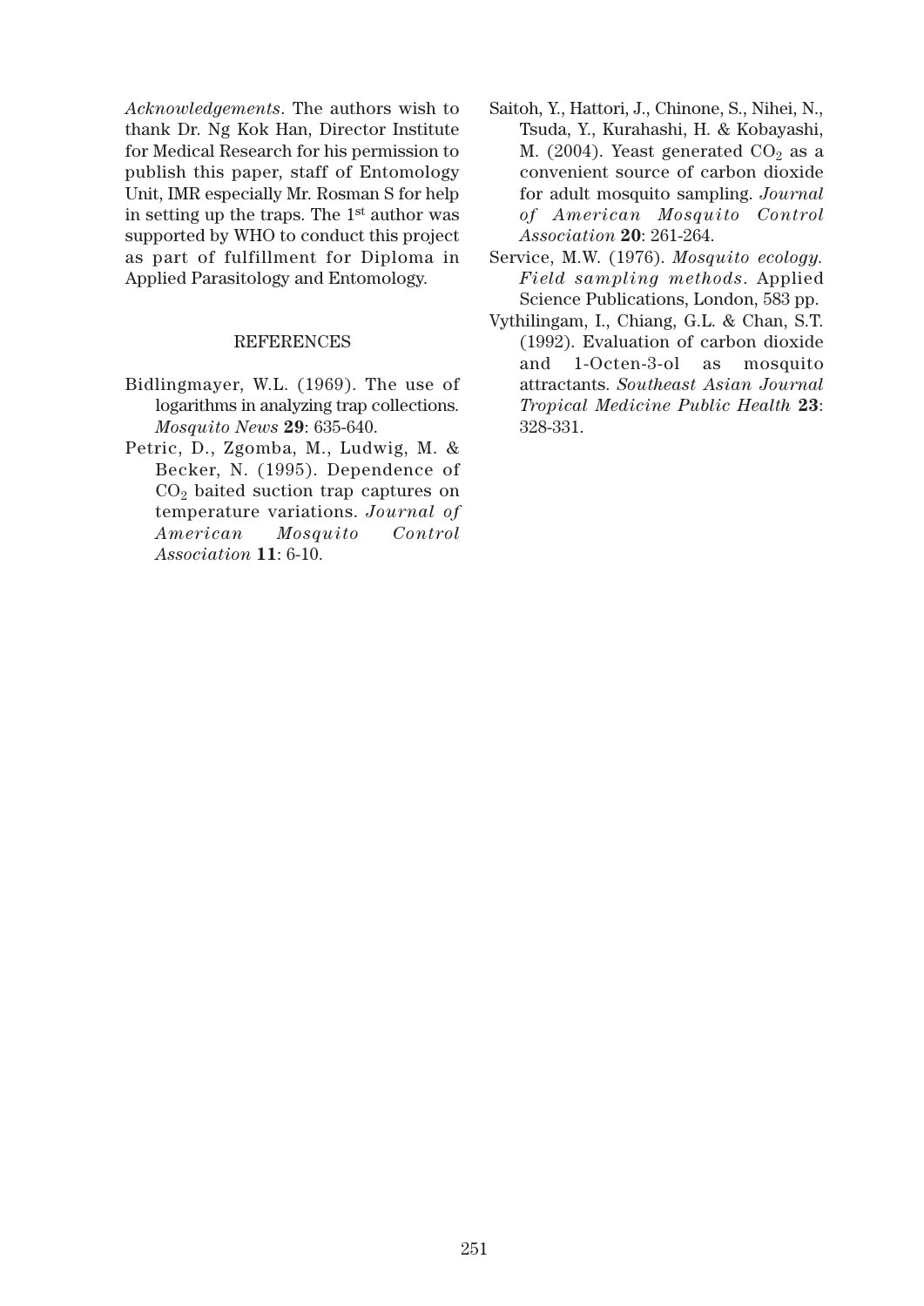*Acknowledgements*. The authors wish to thank Dr. Ng Kok Han, Director Institute for Medical Research for his permission to publish this paper, staff of Entomology Unit, IMR especially Mr. Rosman S for help in setting up the traps. The 1st author was supported by WHO to conduct this project as part of fulfillment for Diploma in Applied Parasitology and Entomology.

## REFERENCES

Bidlingmayer, W.L. (1969). The use of logarithms in analyzing trap collections. *Mosquito News* **29**: 635-640.

Petric, D., Zgomba, M., Ludwig, M. & Becker, N. (1995). Dependence of $CO_2$ baited suction trap captures on temperature variations. *Journal of American Mosquito Control Association* **11**: 6-10.

Saitoh, Y., Hattori, J., Chinone, S., Nihei, N., Tsuda, Y., Kurahashi, H. & Kobayashi, M. (2004). Yeast generated $CO_2$ as a convenient source of carbon dioxide for adult mosquito sampling. *Journal of American Mosquito Control Association* **20**: 261-264.

Service, M.W. (1976). *Mosquito ecology. Field sampling methods*. Applied Science Publications, London, 583 pp.

Vythilingam, I., Chiang, G.L. & Chan, S.T. (1992). Evaluation of carbon dioxide and 1-Octen-3-ol as mosquito attractants. *Southeast Asian Journal Tropical Medicine Public Health* **23**: 328-331.